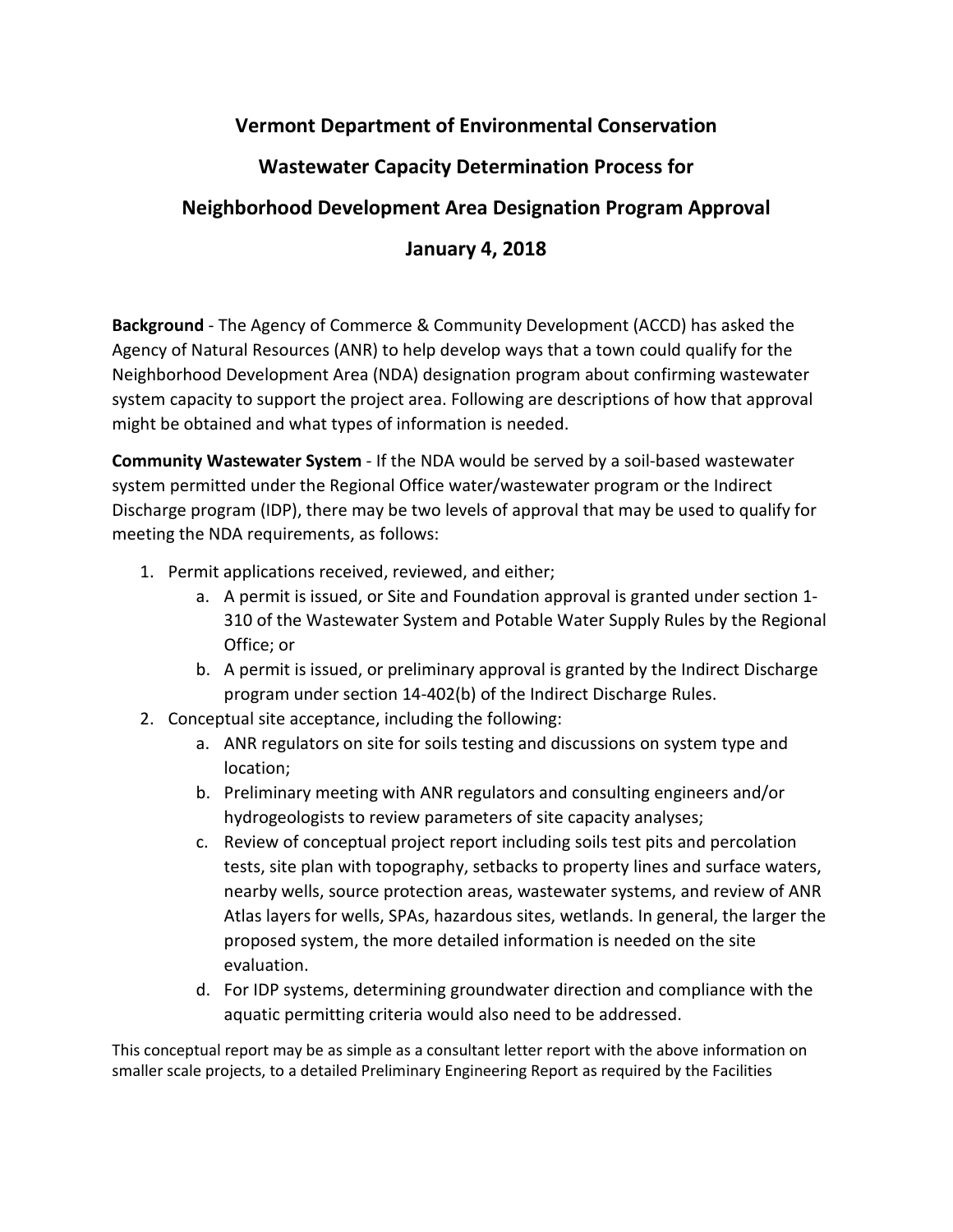# Vermont Department of Environmental Conservation

## Wastewater Capacity Determination Process for

## Neighborhood Development Area Designation Program Approval

## January 4, 2018

**Background** - The Agency of Commerce & Community Development (ACCD) has asked the Agency of Natural Resources (ANR) to help develop ways that a town could qualify for the Neighborhood Development Area (NDA) designation program about confirming wastewater system capacity to support the project area. Following are descriptions of how that approval might be obtained and what types of information is needed.

**Community Wastewater System** - If the NDA would be served by a soil-based wastewater system permitted under the Regional Office water/wastewater program or the Indirect Discharge program (IDP), there may be two levels of approval that may be used to qualify for meeting the NDA requirements, as follows:

1. Permit applications received, reviewed, and either;
   a. A permit is issued, or Site and Foundation approval is granted under section 1-310 of the Wastewater System and Potable Water Supply Rules by the Regional Office; or
   b. A permit is issued, or preliminary approval is granted by the Indirect Discharge program under section 14-402(b) of the Indirect Discharge Rules.
2. Conceptual site acceptance, including the following:
   a. ANR regulators on site for soils testing and discussions on system type and location;
   b. Preliminary meeting with ANR regulators and consulting engineers and/or hydrogeologists to review parameters of site capacity analyses;
   c. Review of conceptual project report including soils test pits and percolation tests, site plan with topography, setbacks to property lines and surface waters, nearby wells, source protection areas, wastewater systems, and review of ANR Atlas layers for wells, SPAs, hazardous sites, wetlands. In general, the larger the proposed system, the more detailed information is needed on the site evaluation.
   d. For IDP systems, determining groundwater direction and compliance with the aquatic permitting criteria would also need to be addressed.

This conceptual report may be as simple as a consultant letter report with the above information on smaller scale projects, to a detailed Preliminary Engineering Report as required by the Facilities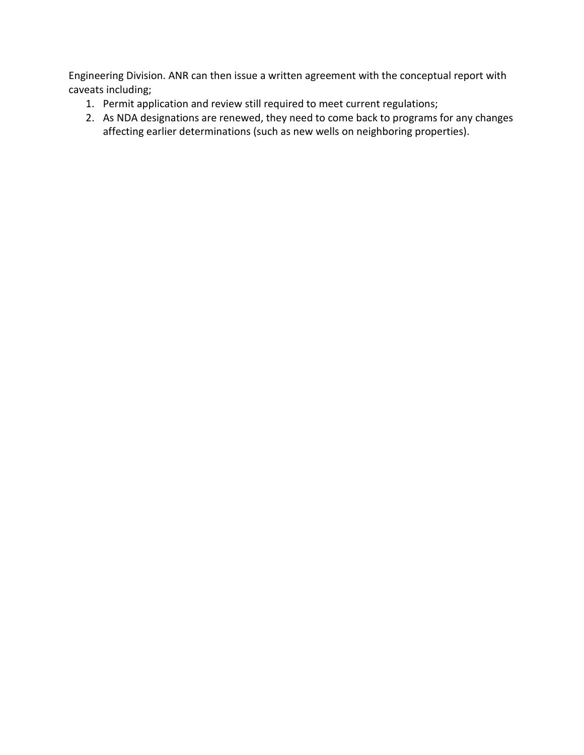Engineering Division. ANR can then issue a written agreement with the conceptual report with caveats including;

1. Permit application and review still required to meet current regulations;
2. As NDA designations are renewed, they need to come back to programs for any changes affecting earlier determinations (such as new wells on neighboring properties).